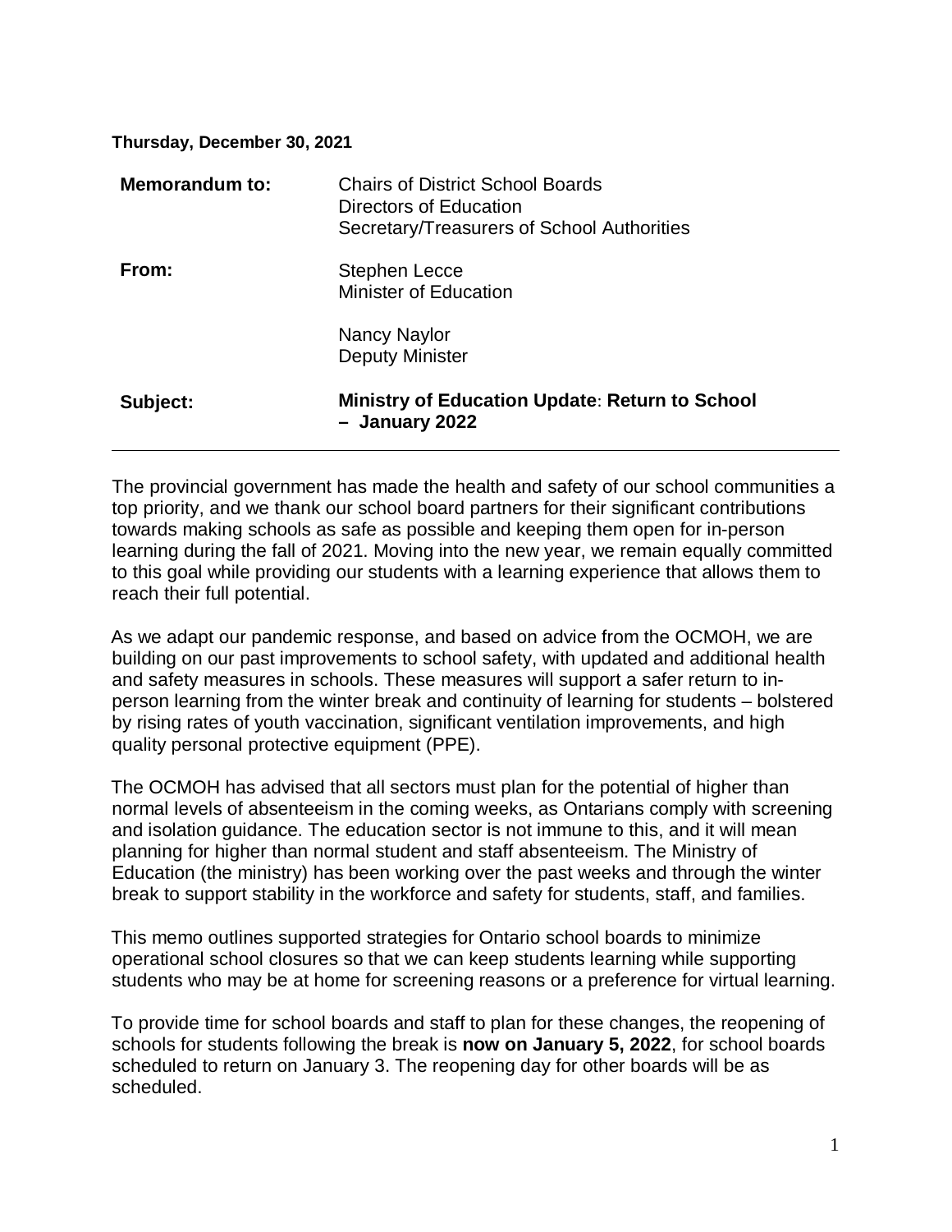**Thursday, December 30, 2021**

| | |
|---|---|
| **Memorandum to:** | Chairs of District School Boards<br>Directors of Education<br>Secretary/Treasurers of School Authorities |
| **From:** | Stephen Lecce<br>Minister of Education<br><br>Nancy Naylor<br>Deputy Minister |
| **Subject:** | **Ministry of Education Update: Return to School – January 2022** |

---

The provincial government has made the health and safety of our school communities a top priority, and we thank our school board partners for their significant contributions towards making schools as safe as possible and keeping them open for in-person learning during the fall of 2021. Moving into the new year, we remain equally committed to this goal while providing our students with a learning experience that allows them to reach their full potential.

As we adapt our pandemic response, and based on advice from the OCMOH, we are building on our past improvements to school safety, with updated and additional health and safety measures in schools. These measures will support a safer return to in-person learning from the winter break and continuity of learning for students – bolstered by rising rates of youth vaccination, significant ventilation improvements, and high quality personal protective equipment (PPE).

The OCMOH has advised that all sectors must plan for the potential of higher than normal levels of absenteeism in the coming weeks, as Ontarians comply with screening and isolation guidance. The education sector is not immune to this, and it will mean planning for higher than normal student and staff absenteeism. The Ministry of Education (the ministry) has been working over the past weeks and through the winter break to support stability in the workforce and safety for students, staff, and families.

This memo outlines supported strategies for Ontario school boards to minimize operational school closures so that we can keep students learning while supporting students who may be at home for screening reasons or a preference for virtual learning.

To provide time for school boards and staff to plan for these changes, the reopening of schools for students following the break is **now on January 5, 2022**, for school boards scheduled to return on January 3. The reopening day for other boards will be as scheduled.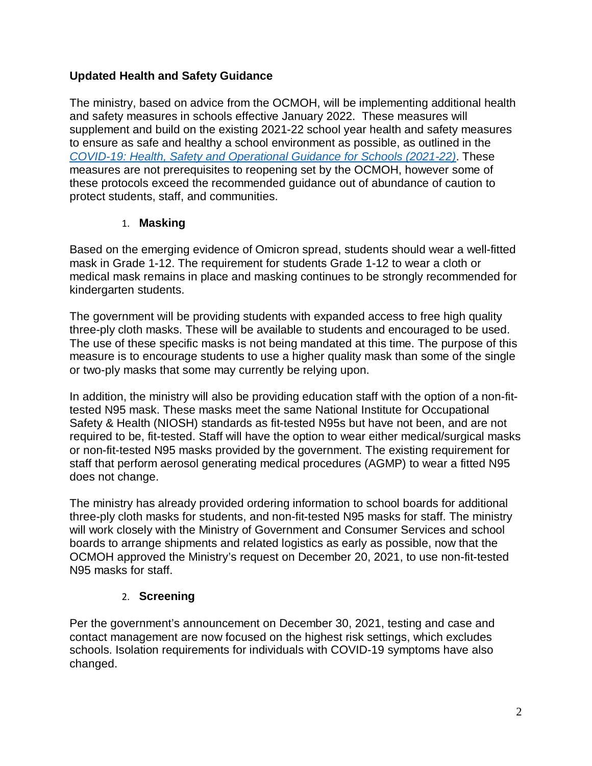**Updated Health and Safety Guidance**

The ministry, based on advice from the OCMOH, will be implementing additional health and safety measures in schools effective January 2022. These measures will supplement and build on the existing 2021-22 school year health and safety measures to ensure as safe and healthy a school environment as possible, as outlined in the *COVID-19: Health, Safety and Operational Guidance for Schools (2021-22)*. These measures are not prerequisites to reopening set by the OCMOH, however some of these protocols exceed the recommended guidance out of abundance of caution to protect students, staff, and communities.

1. **Masking**

Based on the emerging evidence of Omicron spread, students should wear a well-fitted mask in Grade 1-12. The requirement for students Grade 1-12 to wear a cloth or medical mask remains in place and masking continues to be strongly recommended for kindergarten students.

The government will be providing students with expanded access to free high quality three-ply cloth masks. These will be available to students and encouraged to be used. The use of these specific masks is not being mandated at this time. The purpose of this measure is to encourage students to use a higher quality mask than some of the single or two-ply masks that some may currently be relying upon.

In addition, the ministry will also be providing education staff with the option of a non-fit-tested N95 mask. These masks meet the same National Institute for Occupational Safety & Health (NIOSH) standards as fit-tested N95s but have not been, and are not required to be, fit-tested. Staff will have the option to wear either medical/surgical masks or non-fit-tested N95 masks provided by the government. The existing requirement for staff that perform aerosol generating medical procedures (AGMP) to wear a fitted N95 does not change.

The ministry has already provided ordering information to school boards for additional three-ply cloth masks for students, and non-fit-tested N95 masks for staff. The ministry will work closely with the Ministry of Government and Consumer Services and school boards to arrange shipments and related logistics as early as possible, now that the OCMOH approved the Ministry's request on December 20, 2021, to use non-fit-tested N95 masks for staff.

2. **Screening**

Per the government's announcement on December 30, 2021, testing and case and contact management are now focused on the highest risk settings, which excludes schools. Isolation requirements for individuals with COVID-19 symptoms have also changed.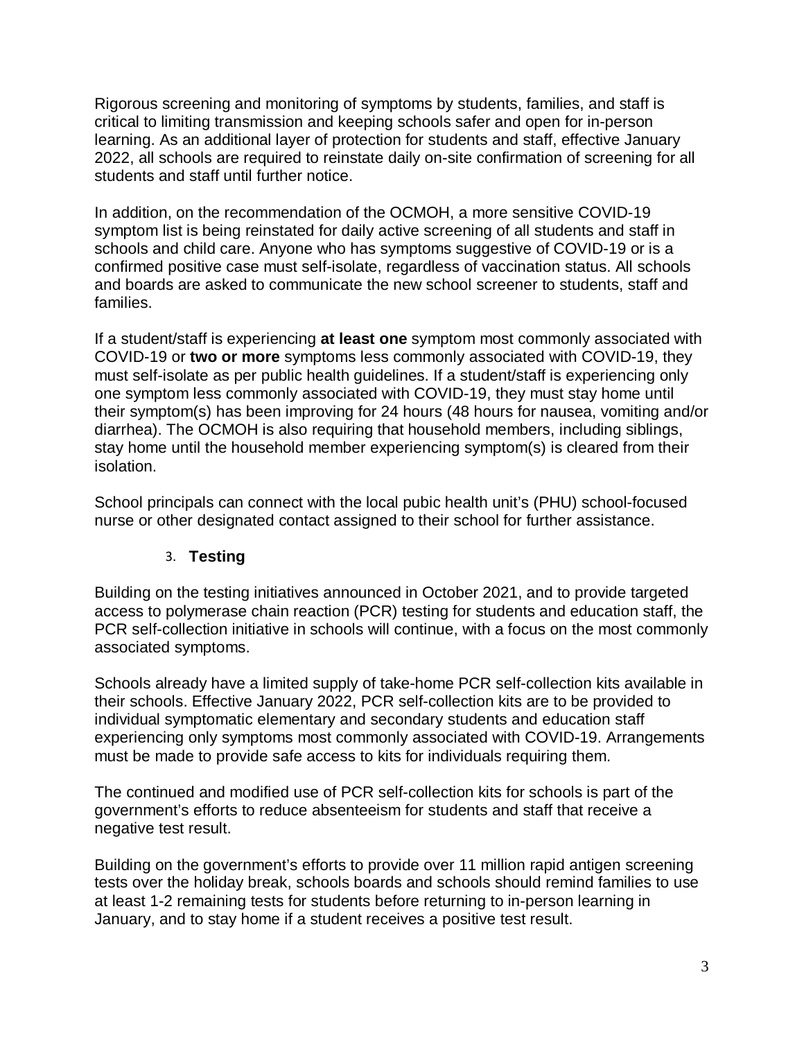Rigorous screening and monitoring of symptoms by students, families, and staff is critical to limiting transmission and keeping schools safer and open for in-person learning. As an additional layer of protection for students and staff, effective January 2022, all schools are required to reinstate daily on-site confirmation of screening for all students and staff until further notice.

In addition, on the recommendation of the OCMOH, a more sensitive COVID-19 symptom list is being reinstated for daily active screening of all students and staff in schools and child care. Anyone who has symptoms suggestive of COVID-19 or is a confirmed positive case must self-isolate, regardless of vaccination status. All schools and boards are asked to communicate the new school screener to students, staff and families.

If a student/staff is experiencing **at least one** symptom most commonly associated with COVID-19 or **two or more** symptoms less commonly associated with COVID-19, they must self-isolate as per public health guidelines. If a student/staff is experiencing only one symptom less commonly associated with COVID-19, they must stay home until their symptom(s) has been improving for 24 hours (48 hours for nausea, vomiting and/or diarrhea). The OCMOH is also requiring that household members, including siblings, stay home until the household member experiencing symptom(s) is cleared from their isolation.

School principals can connect with the local pubic health unit's (PHU) school-focused nurse or other designated contact assigned to their school for further assistance.

### 3. Testing

Building on the testing initiatives announced in October 2021, and to provide targeted access to polymerase chain reaction (PCR) testing for students and education staff, the PCR self-collection initiative in schools will continue, with a focus on the most commonly associated symptoms.

Schools already have a limited supply of take-home PCR self-collection kits available in their schools. Effective January 2022, PCR self-collection kits are to be provided to individual symptomatic elementary and secondary students and education staff experiencing only symptoms most commonly associated with COVID-19. Arrangements must be made to provide safe access to kits for individuals requiring them.

The continued and modified use of PCR self-collection kits for schools is part of the government's efforts to reduce absenteeism for students and staff that receive a negative test result.

Building on the government's efforts to provide over 11 million rapid antigen screening tests over the holiday break, schools boards and schools should remind families to use at least 1-2 remaining tests for students before returning to in-person learning in January, and to stay home if a student receives a positive test result.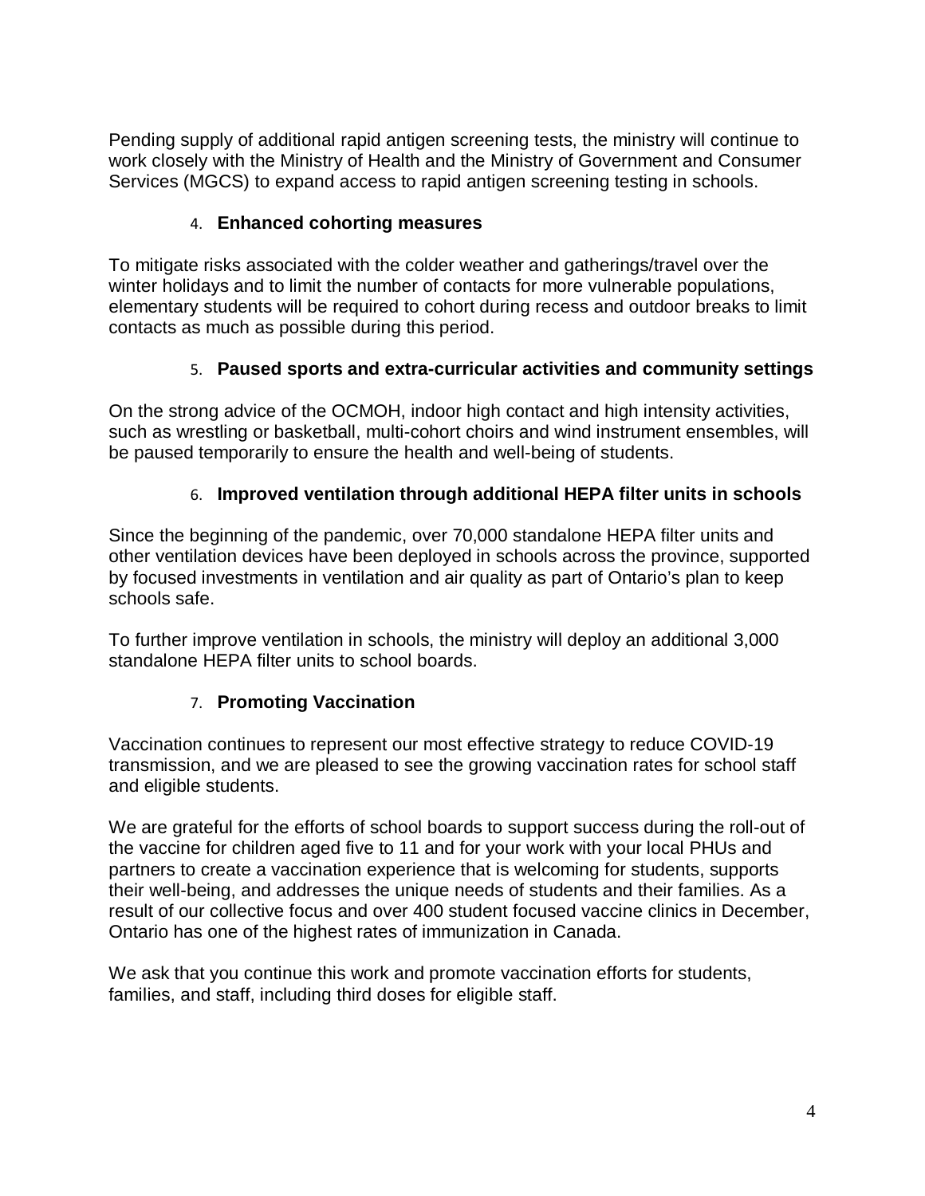Pending supply of additional rapid antigen screening tests, the ministry will continue to work closely with the Ministry of Health and the Ministry of Government and Consumer Services (MGCS) to expand access to rapid antigen screening testing in schools.

4. **Enhanced cohorting measures**

To mitigate risks associated with the colder weather and gatherings/travel over the winter holidays and to limit the number of contacts for more vulnerable populations, elementary students will be required to cohort during recess and outdoor breaks to limit contacts as much as possible during this period.

5. **Paused sports and extra-curricular activities and community settings**

On the strong advice of the OCMOH, indoor high contact and high intensity activities, such as wrestling or basketball, multi-cohort choirs and wind instrument ensembles, will be paused temporarily to ensure the health and well-being of students.

6. **Improved ventilation through additional HEPA filter units in schools**

Since the beginning of the pandemic, over 70,000 standalone HEPA filter units and other ventilation devices have been deployed in schools across the province, supported by focused investments in ventilation and air quality as part of Ontario's plan to keep schools safe.

To further improve ventilation in schools, the ministry will deploy an additional 3,000 standalone HEPA filter units to school boards.

7. **Promoting Vaccination**

Vaccination continues to represent our most effective strategy to reduce COVID-19 transmission, and we are pleased to see the growing vaccination rates for school staff and eligible students.

We are grateful for the efforts of school boards to support success during the roll-out of the vaccine for children aged five to 11 and for your work with your local PHUs and partners to create a vaccination experience that is welcoming for students, supports their well-being, and addresses the unique needs of students and their families. As a result of our collective focus and over 400 student focused vaccine clinics in December, Ontario has one of the highest rates of immunization in Canada.

We ask that you continue this work and promote vaccination efforts for students, families, and staff, including third doses for eligible staff.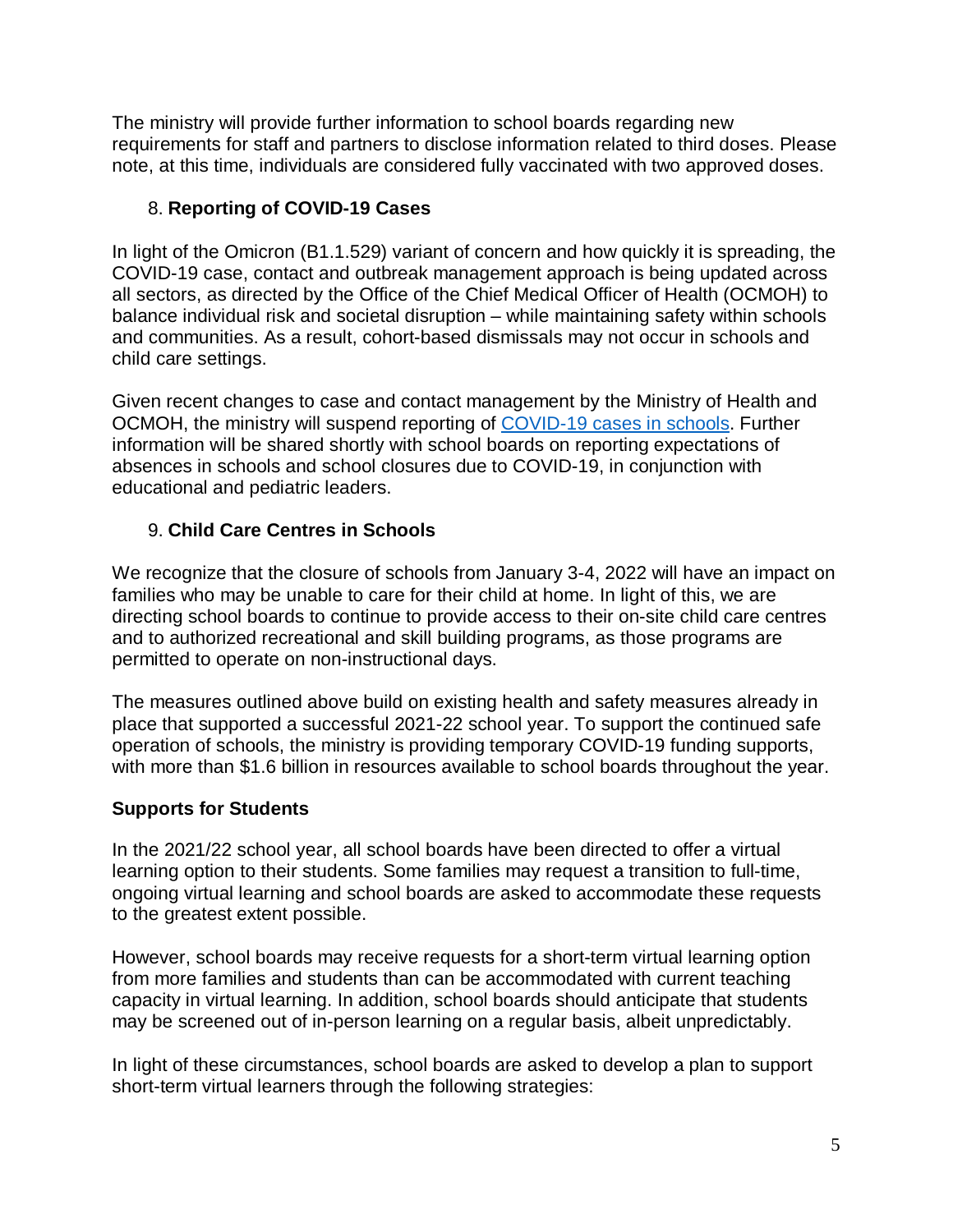The ministry will provide further information to school boards regarding new requirements for staff and partners to disclose information related to third doses. Please note, at this time, individuals are considered fully vaccinated with two approved doses.

8. **Reporting of COVID-19 Cases**

In light of the Omicron (B1.1.529) variant of concern and how quickly it is spreading, the COVID-19 case, contact and outbreak management approach is being updated across all sectors, as directed by the Office of the Chief Medical Officer of Health (OCMOH) to balance individual risk and societal disruption – while maintaining safety within schools and communities. As a result, cohort-based dismissals may not occur in schools and child care settings.

Given recent changes to case and contact management by the Ministry of Health and OCMOH, the ministry will suspend reporting of [COVID-19 cases in schools](). Further information will be shared shortly with school boards on reporting expectations of absences in schools and school closures due to COVID-19, in conjunction with educational and pediatric leaders.

9. **Child Care Centres in Schools**

We recognize that the closure of schools from January 3-4, 2022 will have an impact on families who may be unable to care for their child at home. In light of this, we are directing school boards to continue to provide access to their on-site child care centres and to authorized recreational and skill building programs, as those programs are permitted to operate on non-instructional days.

The measures outlined above build on existing health and safety measures already in place that supported a successful 2021-22 school year. To support the continued safe operation of schools, the ministry is providing temporary COVID-19 funding supports, with more than $1.6 billion in resources available to school boards throughout the year.

**Supports for Students**

In the 2021/22 school year, all school boards have been directed to offer a virtual learning option to their students. Some families may request a transition to full-time, ongoing virtual learning and school boards are asked to accommodate these requests to the greatest extent possible.

However, school boards may receive requests for a short-term virtual learning option from more families and students than can be accommodated with current teaching capacity in virtual learning. In addition, school boards should anticipate that students may be screened out of in-person learning on a regular basis, albeit unpredictably.

In light of these circumstances, school boards are asked to develop a plan to support short-term virtual learners through the following strategies: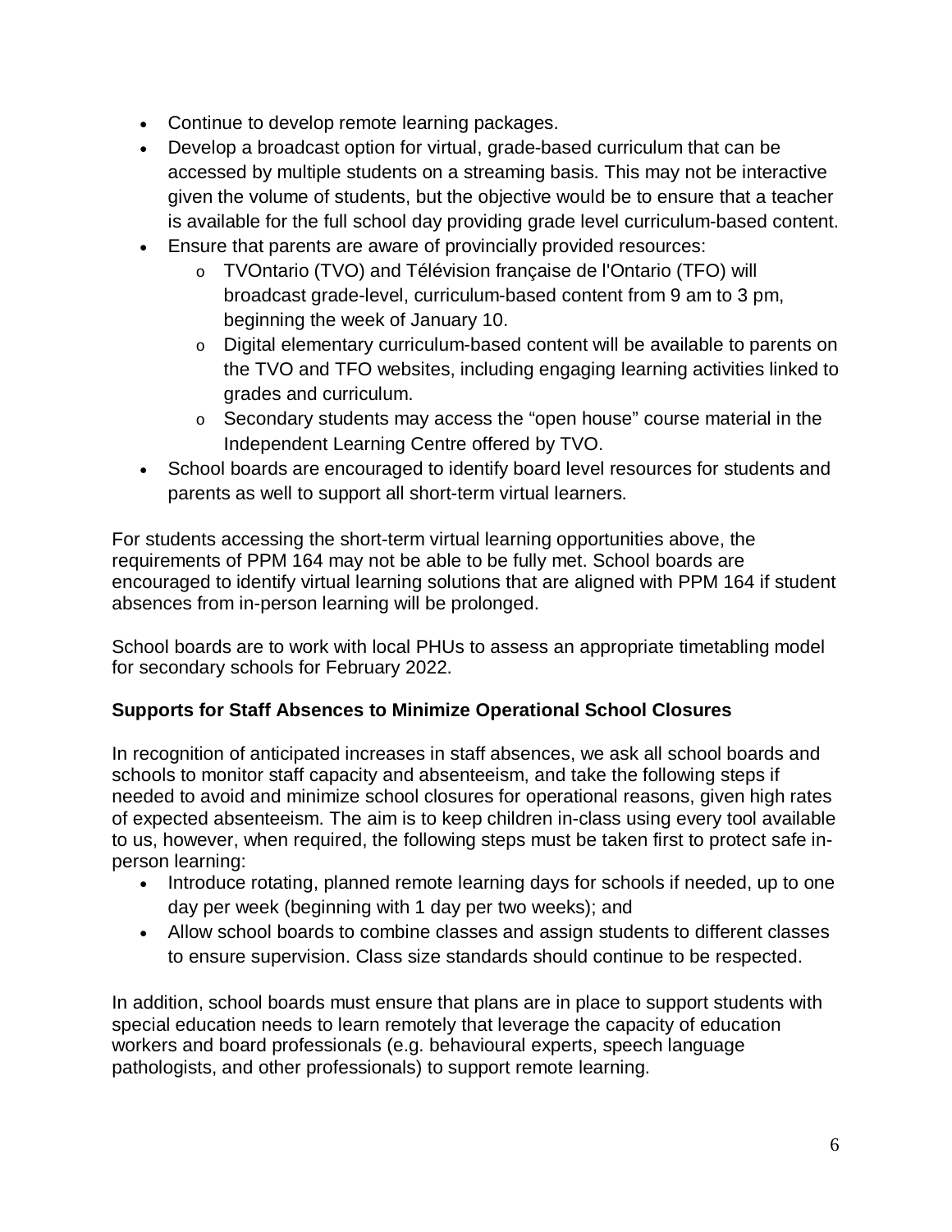- Continue to develop remote learning packages.
- Develop a broadcast option for virtual, grade-based curriculum that can be accessed by multiple students on a streaming basis. This may not be interactive given the volume of students, but the objective would be to ensure that a teacher is available for the full school day providing grade level curriculum-based content.
- Ensure that parents are aware of provincially provided resources:
  - TVOntario (TVO) and Télévision française de l'Ontario (TFO) will broadcast grade-level, curriculum-based content from 9 am to 3 pm, beginning the week of January 10.
  - Digital elementary curriculum-based content will be available to parents on the TVO and TFO websites, including engaging learning activities linked to grades and curriculum.
  - Secondary students may access the "open house" course material in the Independent Learning Centre offered by TVO.
- School boards are encouraged to identify board level resources for students and parents as well to support all short-term virtual learners.

For students accessing the short-term virtual learning opportunities above, the requirements of PPM 164 may not be able to be fully met. School boards are encouraged to identify virtual learning solutions that are aligned with PPM 164 if student absences from in-person learning will be prolonged.

School boards are to work with local PHUs to assess an appropriate timetabling model for secondary schools for February 2022.

**Supports for Staff Absences to Minimize Operational School Closures**

In recognition of anticipated increases in staff absences, we ask all school boards and schools to monitor staff capacity and absenteeism, and take the following steps if needed to avoid and minimize school closures for operational reasons, given high rates of expected absenteeism. The aim is to keep children in-class using every tool available to us, however, when required, the following steps must be taken first to protect safe in-person learning:

- Introduce rotating, planned remote learning days for schools if needed, up to one day per week (beginning with 1 day per two weeks); and
- Allow school boards to combine classes and assign students to different classes to ensure supervision. Class size standards should continue to be respected.

In addition, school boards must ensure that plans are in place to support students with special education needs to learn remotely that leverage the capacity of education workers and board professionals (e.g. behavioural experts, speech language pathologists, and other professionals) to support remote learning.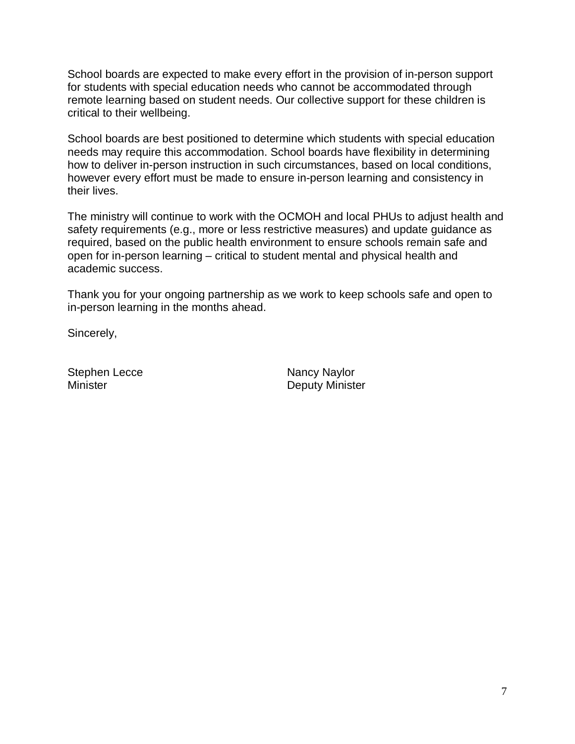School boards are expected to make every effort in the provision of in-person support for students with special education needs who cannot be accommodated through remote learning based on student needs. Our collective support for these children is critical to their wellbeing.

School boards are best positioned to determine which students with special education needs may require this accommodation. School boards have flexibility in determining how to deliver in-person instruction in such circumstances, based on local conditions, however every effort must be made to ensure in-person learning and consistency in their lives.

The ministry will continue to work with the OCMOH and local PHUs to adjust health and safety requirements (e.g., more or less restrictive measures) and update guidance as required, based on the public health environment to ensure schools remain safe and open for in-person learning – critical to student mental and physical health and academic success.

Thank you for your ongoing partnership as we work to keep schools safe and open to in-person learning in the months ahead.

Sincerely,

Stephen Lecce
Minister

Nancy Naylor
Deputy Minister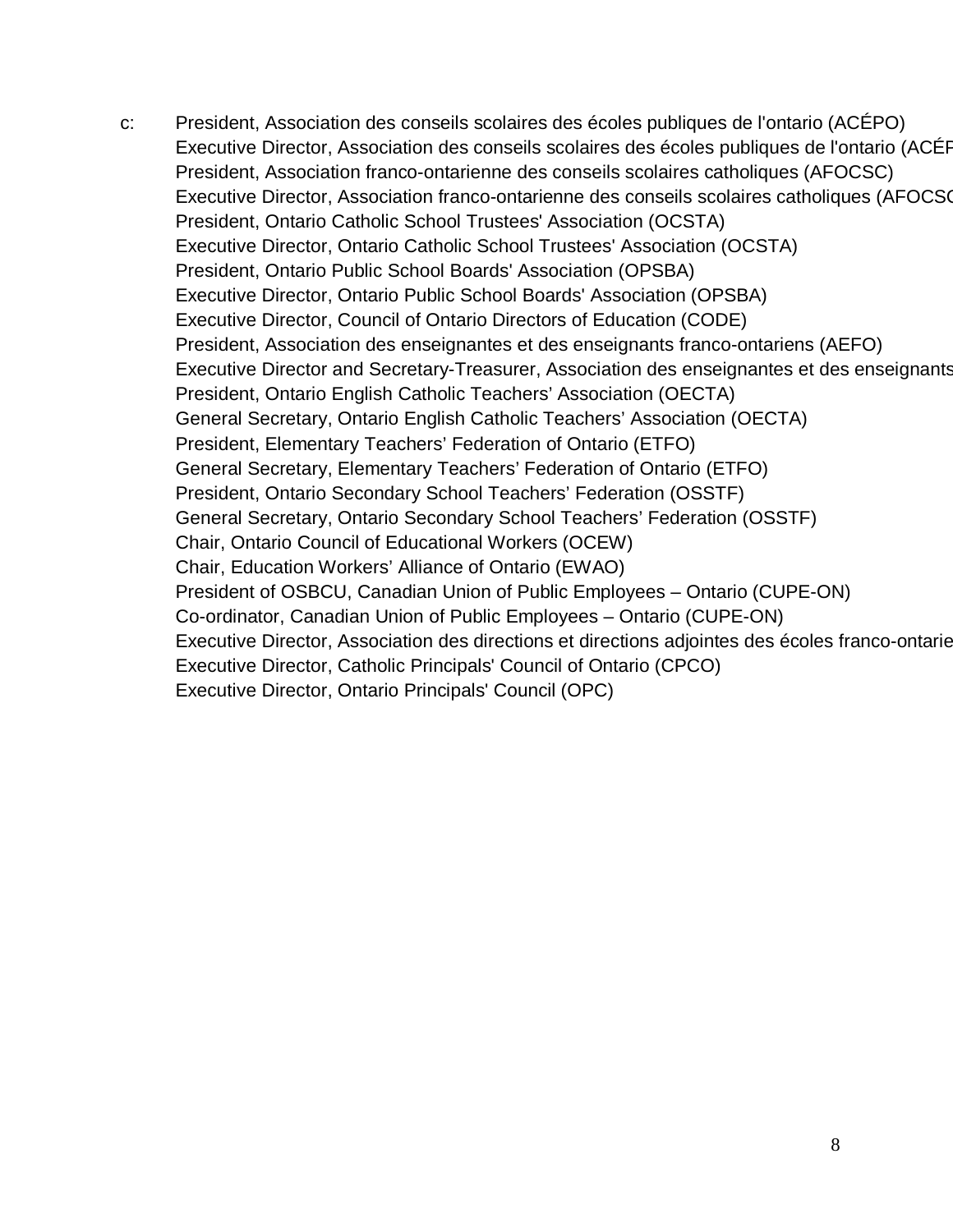c: President, Association des conseils scolaires des écoles publiques de l'ontario (ACÉPO)
Executive Director, Association des conseils scolaires des écoles publiques de l'ontario (ACÉF
President, Association franco-ontarienne des conseils scolaires catholiques (AFOCSC)
Executive Director, Association franco-ontarienne des conseils scolaires catholiques (AFOCSC
President, Ontario Catholic School Trustees' Association (OCSTA)
Executive Director, Ontario Catholic School Trustees' Association (OCSTA)
President, Ontario Public School Boards' Association (OPSBA)
Executive Director, Ontario Public School Boards' Association (OPSBA)
Executive Director, Council of Ontario Directors of Education (CODE)
President, Association des enseignantes et des enseignants franco-ontariens (AEFO)
Executive Director and Secretary-Treasurer, Association des enseignantes et des enseignants
President, Ontario English Catholic Teachers' Association (OECTA)
General Secretary, Ontario English Catholic Teachers' Association (OECTA)
President, Elementary Teachers' Federation of Ontario (ETFO)
General Secretary, Elementary Teachers' Federation of Ontario (ETFO)
President, Ontario Secondary School Teachers' Federation (OSSTF)
General Secretary, Ontario Secondary School Teachers' Federation (OSSTF)
Chair, Ontario Council of Educational Workers (OCEW)
Chair, Education Workers' Alliance of Ontario (EWAO)
President of OSBCU, Canadian Union of Public Employees – Ontario (CUPE-ON)
Co-ordinator, Canadian Union of Public Employees – Ontario (CUPE-ON)
Executive Director, Association des directions et directions adjointes des écoles franco-ontarie
Executive Director, Catholic Principals' Council of Ontario (CPCO)
Executive Director, Ontario Principals' Council (OPC)